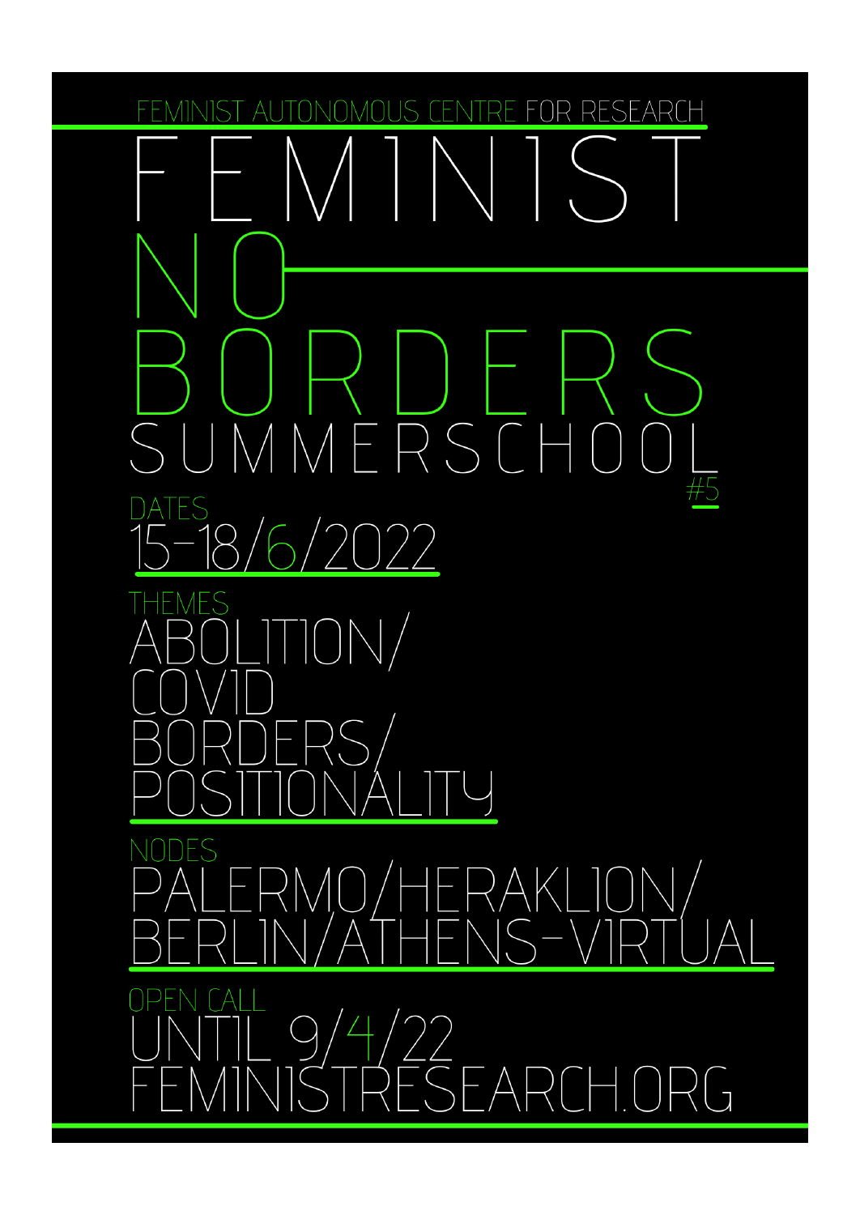FEMINIST AUTONOMOUS CENTRE FOR RESEARCH

# FEMINIST NO BORDERS SUMMERSCHOOL

#5

DATES

15-18/6/2022

THEMES

ABOLITION/
COVID
BORDERS/
POSITIONALITY

NODES

PALERMO/HERAKLION/
BERLIN/ATHENS-VIRTUAL

OPEN CALL

UNTIL 9/4/22
FEMINISTRESEARCH.ORG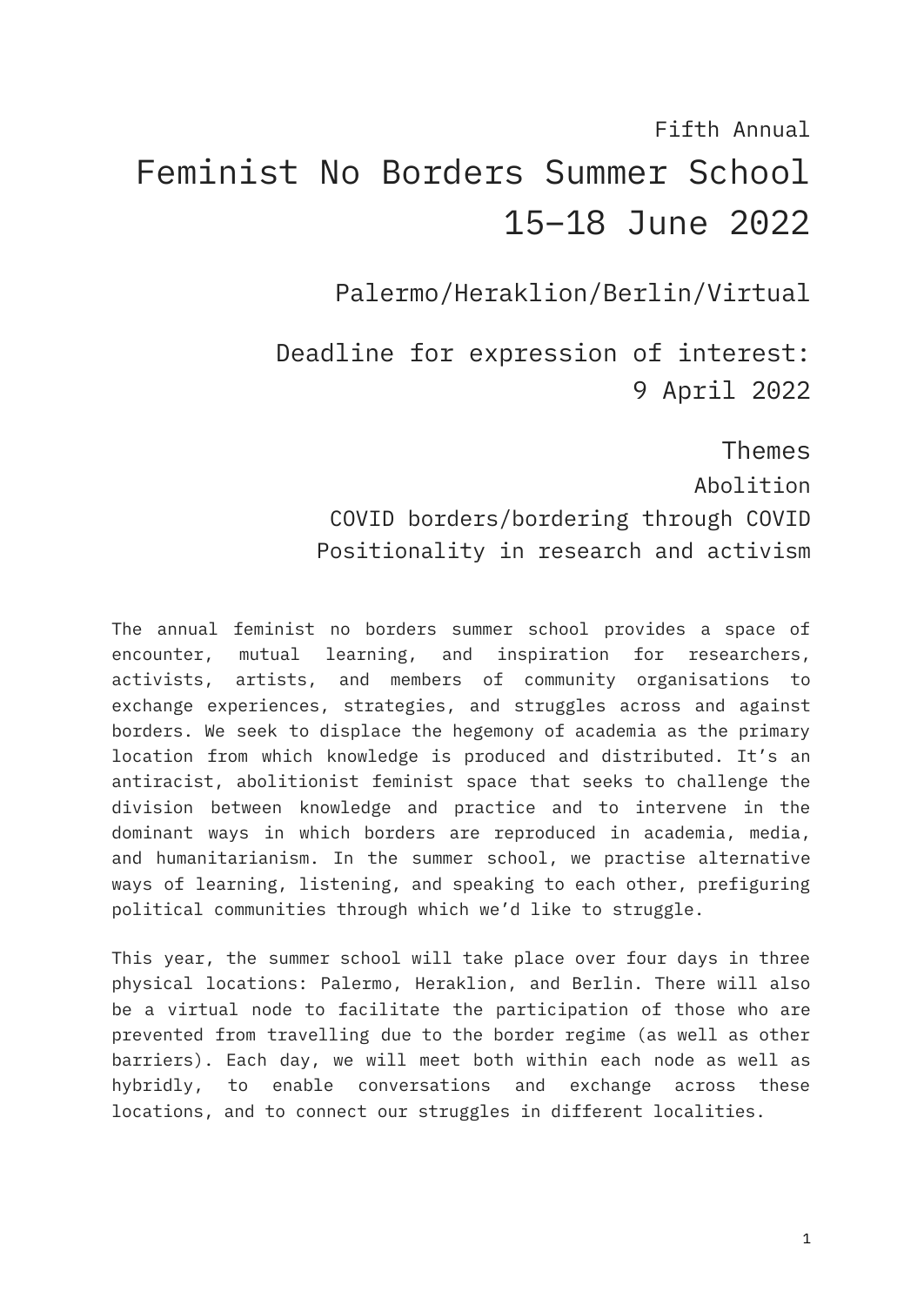Fifth Annual

# Feminist No Borders Summer School 15–18 June 2022

Palermo/Heraklion/Berlin/Virtual

Deadline for expression of interest: 9 April 2022

## Themes

Abolition

COVID borders/bordering through COVID

Positionality in research and activism

The annual feminist no borders summer school provides a space of encounter, mutual learning, and inspiration for researchers, activists, artists, and members of community organisations to exchange experiences, strategies, and struggles across and against borders. We seek to displace the hegemony of academia as the primary location from which knowledge is produced and distributed. It's an antiracist, abolitionist feminist space that seeks to challenge the division between knowledge and practice and to intervene in the dominant ways in which borders are reproduced in academia, media, and humanitarianism. In the summer school, we practise alternative ways of learning, listening, and speaking to each other, prefiguring political communities through which we'd like to struggle.

This year, the summer school will take place over four days in three physical locations: Palermo, Heraklion, and Berlin. There will also be a virtual node to facilitate the participation of those who are prevented from travelling due to the border regime (as well as other barriers). Each day, we will meet both within each node as well as hybridly, to enable conversations and exchange across these locations, and to connect our struggles in different localities.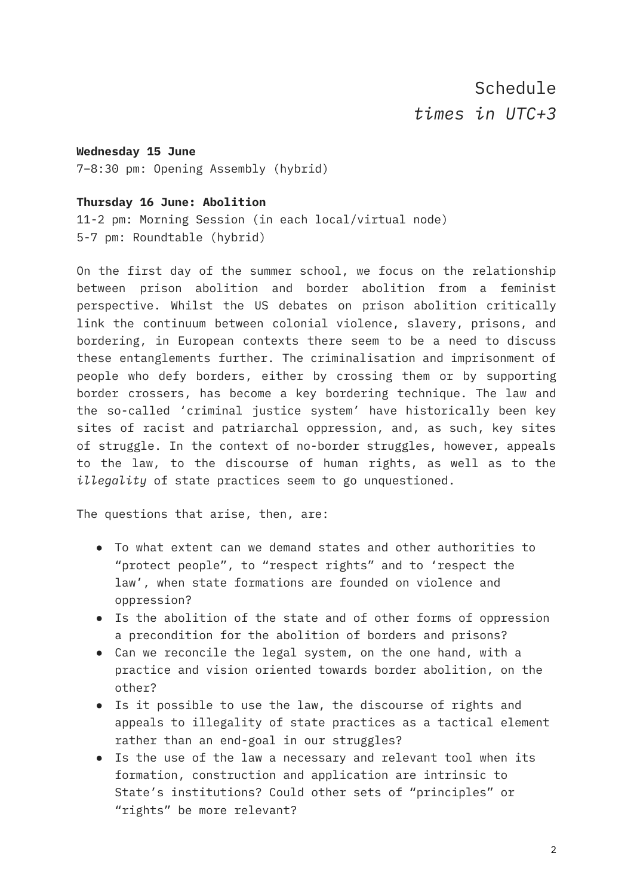# Schedule

*times in UTC+3*

**Wednesday 15 June**
7–8:30 pm: Opening Assembly (hybrid)

**Thursday 16 June: Abolition**
11-2 pm: Morning Session (in each local/virtual node)
5-7 pm: Roundtable (hybrid)

On the first day of the summer school, we focus on the relationship between prison abolition and border abolition from a feminist perspective. Whilst the US debates on prison abolition critically link the continuum between colonial violence, slavery, prisons, and bordering, in European contexts there seem to be a need to discuss these entanglements further. The criminalisation and imprisonment of people who defy borders, either by crossing them or by supporting border crossers, has become a key bordering technique. The law and the so-called 'criminal justice system' have historically been key sites of racist and patriarchal oppression, and, as such, key sites of struggle. In the context of no-border struggles, however, appeals to the law, to the discourse of human rights, as well as to the *illegality* of state practices seem to go unquestioned.

The questions that arise, then, are:

- To what extent can we demand states and other authorities to "protect people", to "respect rights" and to 'respect the law', when state formations are founded on violence and oppression?
- Is the abolition of the state and of other forms of oppression a precondition for the abolition of borders and prisons?
- Can we reconcile the legal system, on the one hand, with a practice and vision oriented towards border abolition, on the other?
- Is it possible to use the law, the discourse of rights and appeals to illegality of state practices as a tactical element rather than an end-goal in our struggles?
- Is the use of the law a necessary and relevant tool when its formation, construction and application are intrinsic to State's institutions? Could other sets of "principles" or "rights" be more relevant?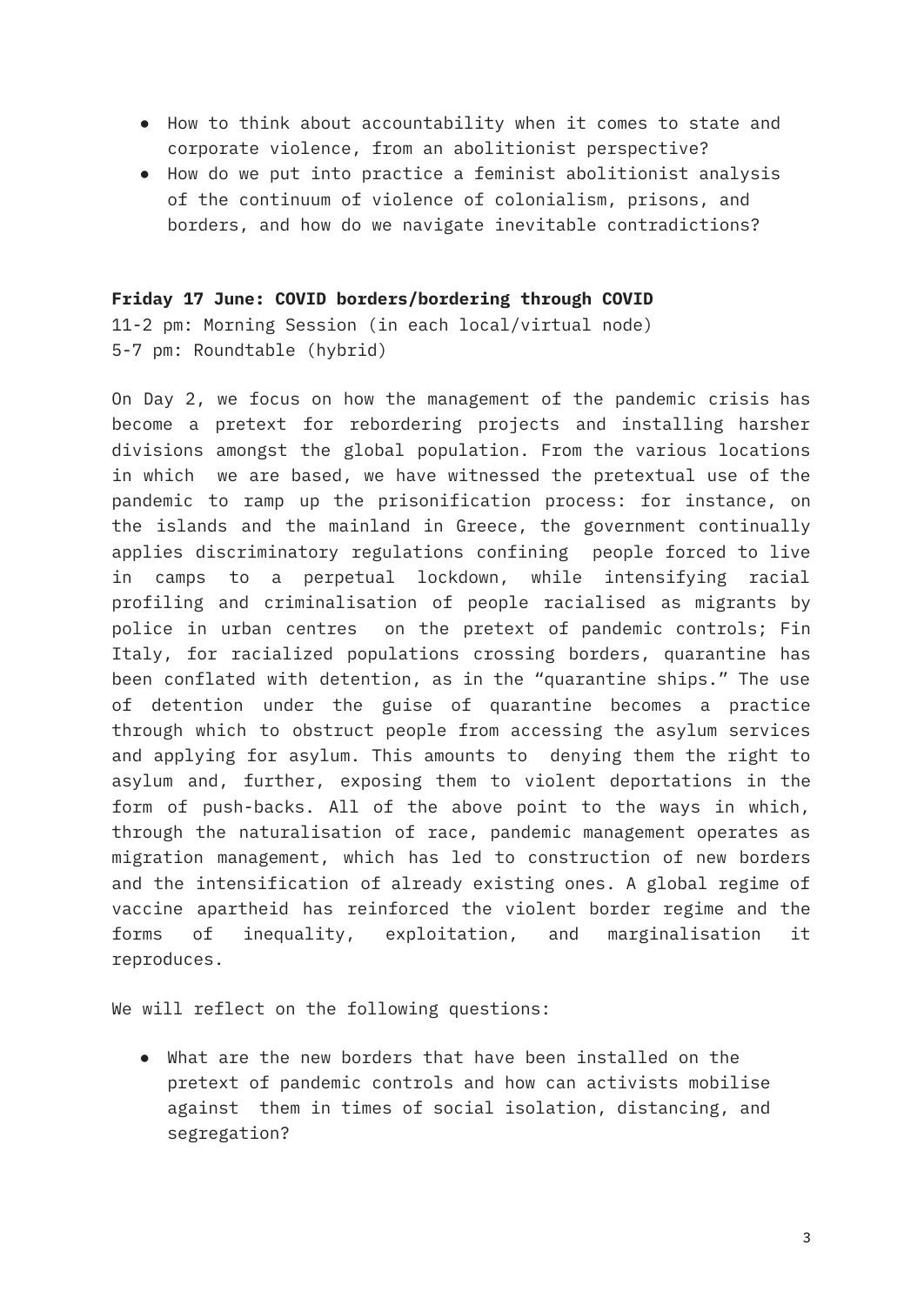- How to think about accountability when it comes to state and corporate violence, from an abolitionist perspective?
- How do we put into practice a feminist abolitionist analysis of the continuum of violence of colonialism, prisons, and borders, and how do we navigate inevitable contradictions?

**Friday 17 June: COVID borders/bordering through COVID**
11-2 pm: Morning Session (in each local/virtual node)
5-7 pm: Roundtable (hybrid)

On Day 2, we focus on how the management of the pandemic crisis has become a pretext for rebordering projects and installing harsher divisions amongst the global population. From the various locations in which we are based, we have witnessed the pretextual use of the pandemic to ramp up the prisonification process: for instance, on the islands and the mainland in Greece, the government continually applies discriminatory regulations confining people forced to live in camps to a perpetual lockdown, while intensifying racial profiling and criminalisation of people racialised as migrants by police in urban centres on the pretext of pandemic controls; Fin Italy, for racialized populations crossing borders, quarantine has been conflated with detention, as in the "quarantine ships." The use of detention under the guise of quarantine becomes a practice through which to obstruct people from accessing the asylum services and applying for asylum. This amounts to denying them the right to asylum and, further, exposing them to violent deportations in the form of push-backs. All of the above point to the ways in which, through the naturalisation of race, pandemic management operates as migration management, which has led to construction of new borders and the intensification of already existing ones. A global regime of vaccine apartheid has reinforced the violent border regime and the forms of inequality, exploitation, and marginalisation it reproduces.

We will reflect on the following questions:

- What are the new borders that have been installed on the pretext of pandemic controls and how can activists mobilise against them in times of social isolation, distancing, and segregation?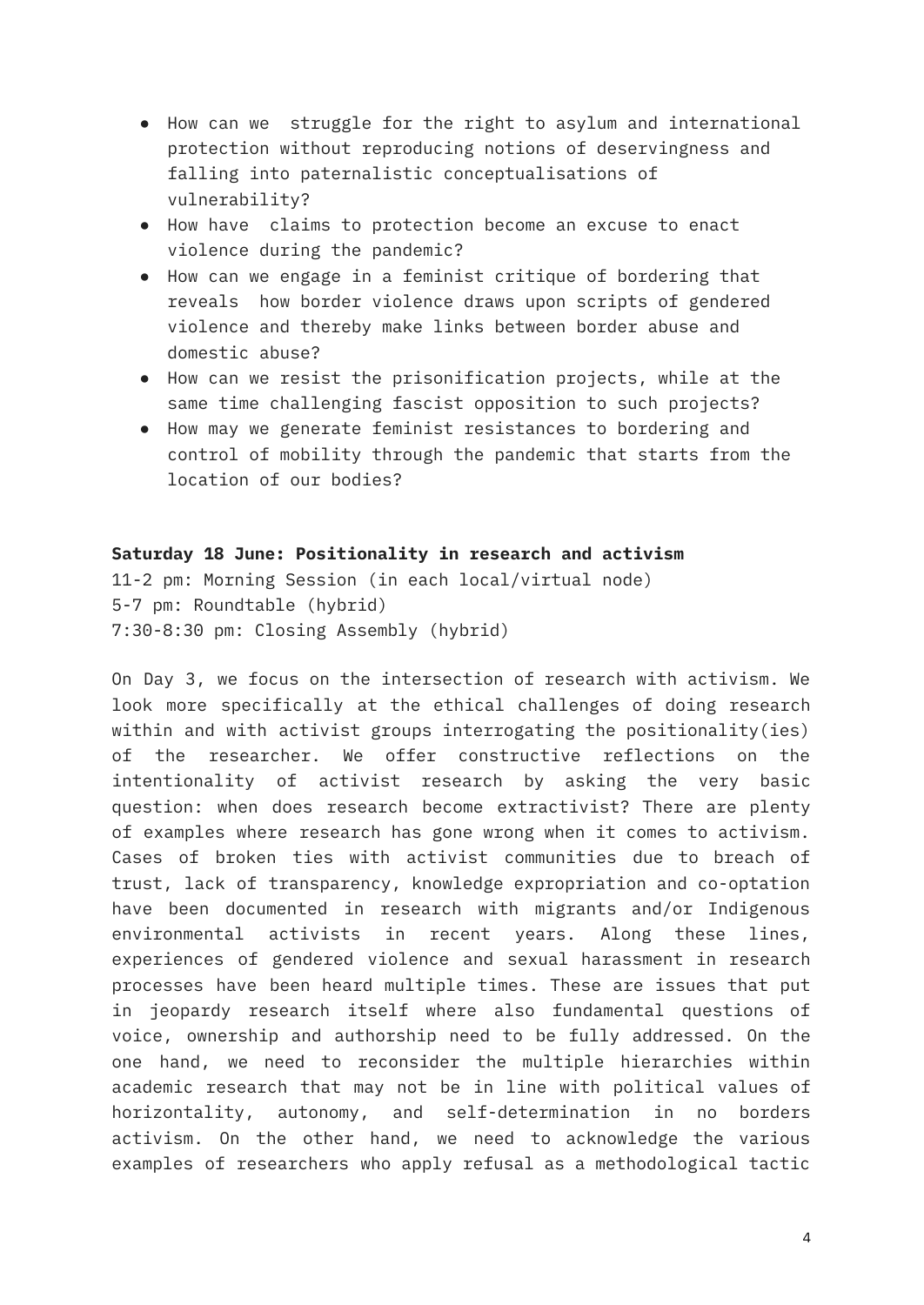- How can we  struggle for the right to asylum and international protection without reproducing notions of deservingness and falling into paternalistic conceptualisations of vulnerability?
- How have  claims to protection become an excuse to enact violence during the pandemic?
- How can we engage in a feminist critique of bordering that reveals  how border violence draws upon scripts of gendered violence and thereby make links between border abuse and domestic abuse?
- How can we resist the prisonification projects, while at the same time challenging fascist opposition to such projects?
- How may we generate feminist resistances to bordering and control of mobility through the pandemic that starts from the location of our bodies?

**Saturday 18 June: Positionality in research and activism**
11-2 pm: Morning Session (in each local/virtual node)
5-7 pm: Roundtable (hybrid)
7:30-8:30 pm: Closing Assembly (hybrid)

On Day 3, we focus on the intersection of research with activism. We look more specifically at the ethical challenges of doing research within and with activist groups interrogating the positionality(ies) of the researcher. We offer constructive reflections on the intentionality of activist research by asking the very basic question: when does research become extractivist? There are plenty of examples where research has gone wrong when it comes to activism. Cases of broken ties with activist communities due to breach of trust, lack of transparency, knowledge expropriation and co-optation have been documented in research with migrants and/or Indigenous environmental activists in recent years. Along these lines, experiences of gendered violence and sexual harassment in research processes have been heard multiple times. These are issues that put in jeopardy research itself where also fundamental questions of voice, ownership and authorship need to be fully addressed. On the one hand, we need to reconsider the multiple hierarchies within academic research that may not be in line with political values of horizontality, autonomy, and self-determination in no borders activism. On the other hand, we need to acknowledge the various examples of researchers who apply refusal as a methodological tactic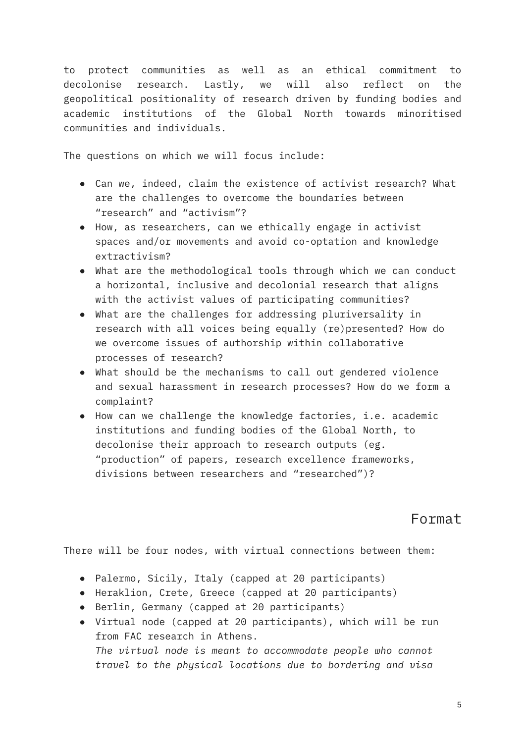to protect communities as well as an ethical commitment to decolonise research. Lastly, we will also reflect on the geopolitical positionality of research driven by funding bodies and academic institutions of the Global North towards minoritised communities and individuals.

The questions on which we will focus include:

- Can we, indeed, claim the existence of activist research? What are the challenges to overcome the boundaries between "research" and "activism"?
- How, as researchers, can we ethically engage in activist spaces and/or movements and avoid co-optation and knowledge extractivism?
- What are the methodological tools through which we can conduct a horizontal, inclusive and decolonial research that aligns with the activist values of participating communities?
- What are the challenges for addressing pluriversality in research with all voices being equally (re)presented? How do we overcome issues of authorship within collaborative processes of research?
- What should be the mechanisms to call out gendered violence and sexual harassment in research processes? How do we form a complaint?
- How can we challenge the knowledge factories, i.e. academic institutions and funding bodies of the Global North, to decolonise their approach to research outputs (eg. "production" of papers, research excellence frameworks, divisions between researchers and "researched")?

## Format

There will be four nodes, with virtual connections between them:

- Palermo, Sicily, Italy (capped at 20 participants)
- Heraklion, Crete, Greece (capped at 20 participants)
- Berlin, Germany (capped at 20 participants)
- Virtual node (capped at 20 participants), which will be run from FAC research in Athens.
  *The virtual node is meant to accommodate people who cannot travel to the physical locations due to bordering and visa*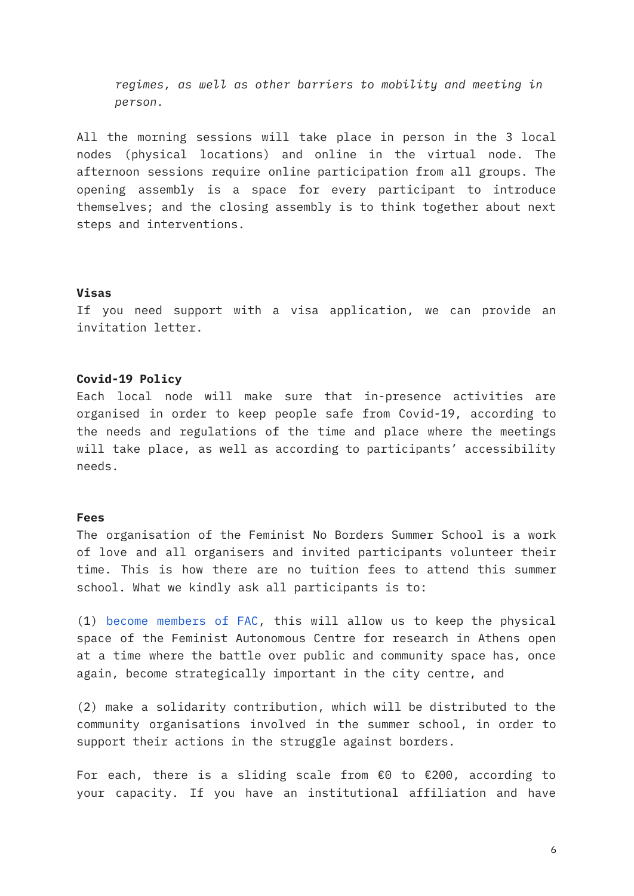*regimes, as well as other barriers to mobility and meeting in person.*

All the morning sessions will take place in person in the 3 local nodes (physical locations) and online in the virtual node. The afternoon sessions require online participation from all groups. The opening assembly is a space for every participant to introduce themselves; and the closing assembly is to think together about next steps and interventions.

**Visas**

If you need support with a visa application, we can provide an invitation letter.

**Covid-19 Policy**

Each local node will make sure that in-presence activities are organised in order to keep people safe from Covid-19, according to the needs and regulations of the time and place where the meetings will take place, as well as according to participants' accessibility needs.

**Fees**

The organisation of the Feminist No Borders Summer School is a work of love and all organisers and invited participants volunteer their time. This is how there are no tuition fees to attend this summer school. What we kindly ask all participants is to:

(1) become members of FAC, this will allow us to keep the physical space of the Feminist Autonomous Centre for research in Athens open at a time where the battle over public and community space has, once again, become strategically important in the city centre, and

(2) make a solidarity contribution, which will be distributed to the community organisations involved in the summer school, in order to support their actions in the struggle against borders.

For each, there is a sliding scale from €0 to €200, according to your capacity. If you have an institutional affiliation and have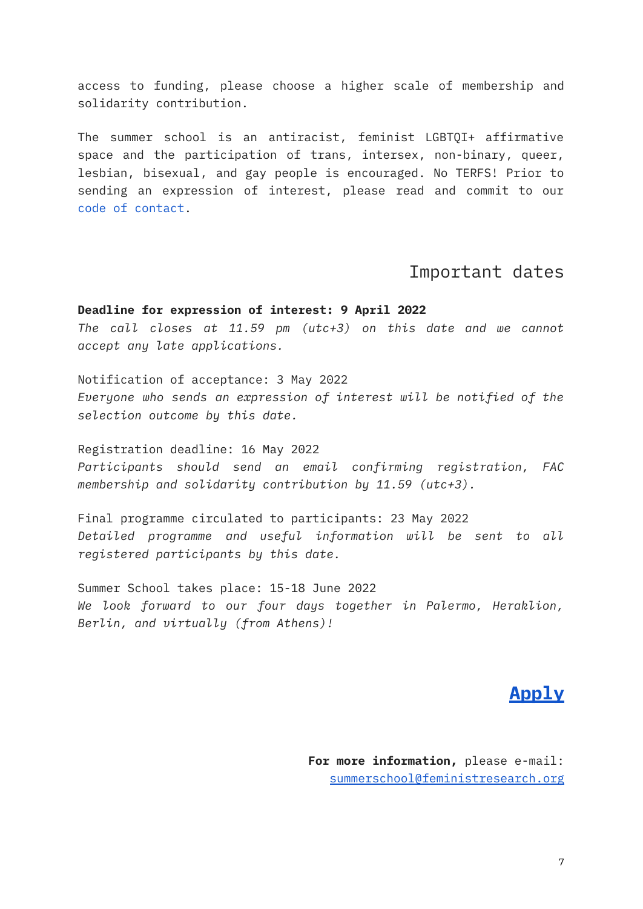access to funding, please choose a higher scale of membership and solidarity contribution.

The summer school is an antiracist, feminist LGBTQI+ affirmative space and the participation of trans, intersex, non-binary, queer, lesbian, bisexual, and gay people is encouraged. No TERFS! Prior to sending an expression of interest, please read and commit to our code of contact.

## Important dates

**Deadline for expression of interest: 9 April 2022**
*The call closes at 11.59 pm (utc+3) on this date and we cannot accept any late applications.*

Notification of acceptance: 3 May 2022
*Everyone who sends an expression of interest will be notified of the selection outcome by this date.*

Registration deadline: 16 May 2022
*Participants should send an email confirming registration, FAC membership and solidarity contribution by 11.59 (utc+3).*

Final programme circulated to participants: 23 May 2022
*Detailed programme and useful information will be sent to all registered participants by this date.*

Summer School takes place: 15-18 June 2022
*We look forward to our four days together in Palermo, Heraklion, Berlin, and virtually (from Athens)!*

## **Apply**

**For more information,** please e-mail: summerschool@feministresearch.org